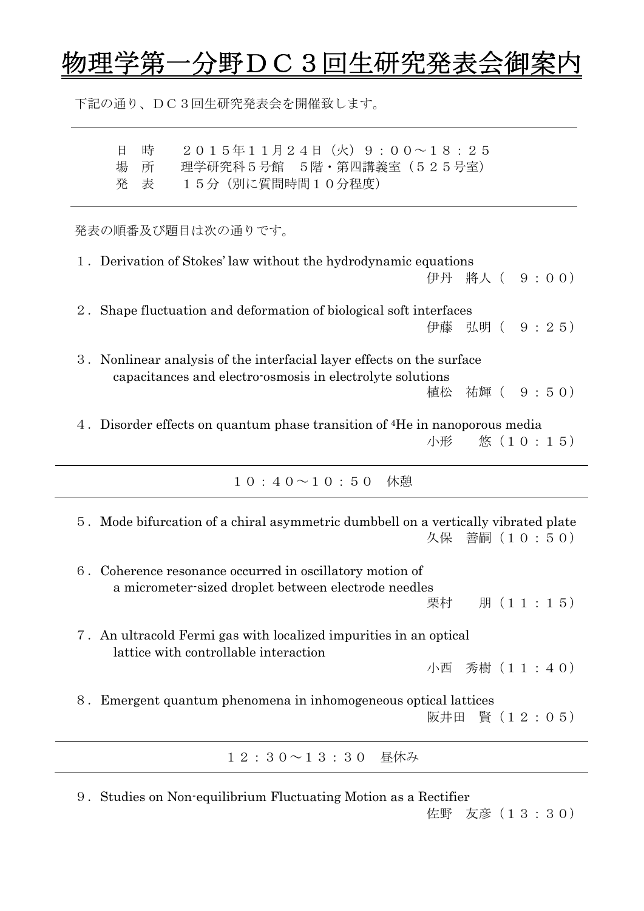# 物理学第一分野ＤＣ３回生研究発表会御案内

下記の通り、ＤＣ３回生研究発表会を開催致します。

---

日　時　　２０１５年１１月２４日（火）９：００～１８：２５
場　所　　理学研究科５号館　５階・第四講義室（５２５号室）
発　表　　１５分（別に質問時間１０分程度）

---

発表の順番及び題目は次の通りです。

１．Derivation of Stokes' law without the hydrodynamic equations
伊丹　將人（　９：００）

２．Shape fluctuation and deformation of biological soft interfaces
伊藤　弘明（　９：２５）

３．Nonlinear analysis of the interfacial layer effects on the surface capacitances and electro-osmosis in electrolyte solutions
植松　祐輝（　９：５０）

４．Disorder effects on quantum phase transition of $^{4}$He in nanoporous media
小形　　悠（１０：１５）

---

１０：４０～１０：５０　休憩

---

５．Mode bifurcation of a chiral asymmetric dumbbell on a vertically vibrated plate
久保　善嗣（１０：５０）

６．Coherence resonance occurred in oscillatory motion of a micrometer-sized droplet between electrode needles
栗村　　朋（１１：１５）

７．An ultracold Fermi gas with localized impurities in an optical lattice with controllable interaction
小西　秀樹（１１：４０）

８．Emergent quantum phenomena in inhomogeneous optical lattices
阪井田　賢（１２：０５）

---

１２：３０～１３：３０　昼休み

---

９．Studies on Non-equilibrium Fluctuating Motion as a Rectifier
佐野　友彦（１３：３０）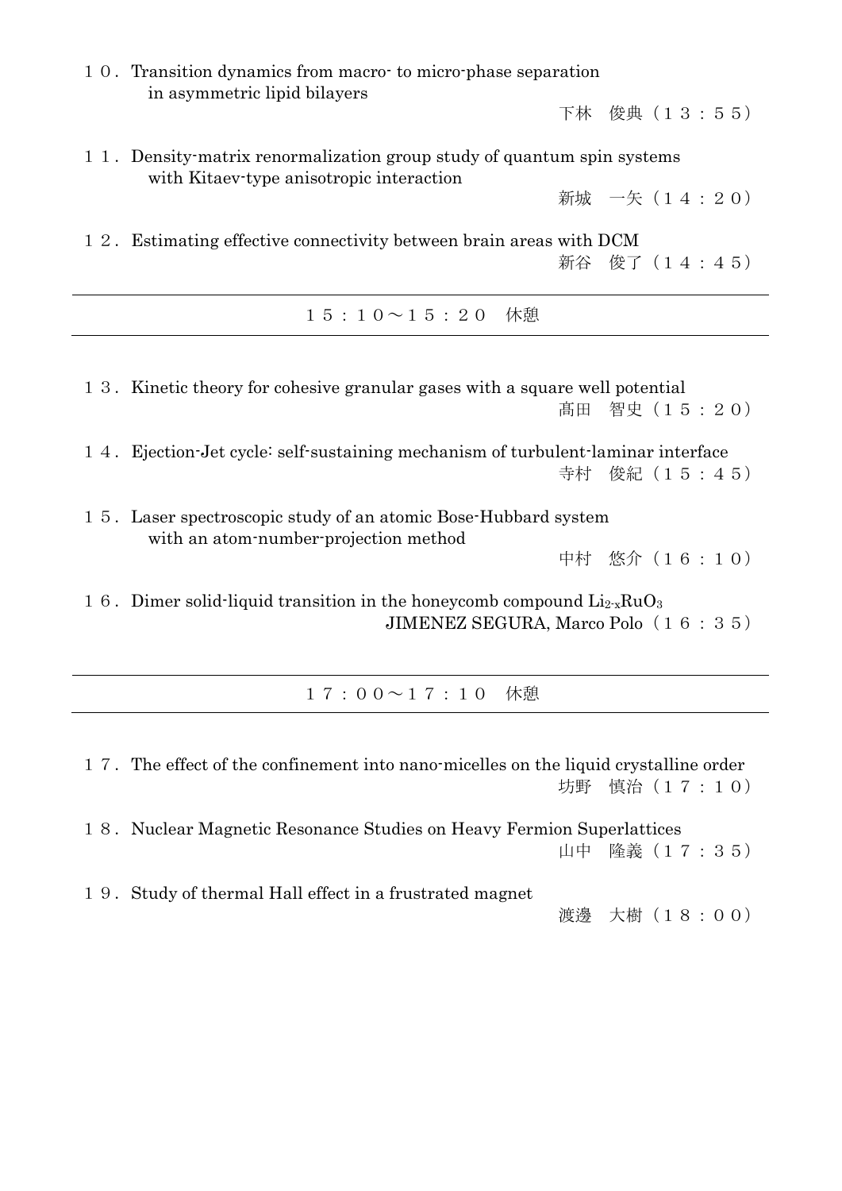１０．Transition dynamics from macro- to micro-phase separation in asymmetric lipid bilayers

下林　俊典（１３：５５）

１１．Density-matrix renormalization group study of quantum spin systems with Kitaev-type anisotropic interaction

新城　一矢（１４：２０）

１２．Estimating effective connectivity between brain areas with DCM

新谷　俊了（１４：４５）

---

１５：１０～１５：２０　休憩

---

１３．Kinetic theory for cohesive granular gases with a square well potential

髙田　智史（１５：２０）

１４．Ejection-Jet cycle: self-sustaining mechanism of turbulent-laminar interface

寺村　俊紀（１５：４５）

１５．Laser spectroscopic study of an atomic Bose-Hubbard system with an atom-number-projection method

中村　悠介（１６：１０）

１６．Dimer solid-liquid transition in the honeycomb compound $Li_{2-x}RuO_3$

JIMENEZ SEGURA, Marco Polo（１６：３５）

---

１７：００～１７：１０　休憩

---

１７．The effect of the confinement into nano-micelles on the liquid crystalline order

坊野　慎治（１７：１０）

１８．Nuclear Magnetic Resonance Studies on Heavy Fermion Superlattices

山中　隆義（１７：３５）

１９．Study of thermal Hall effect in a frustrated magnet

渡邊　大樹（１８：００）